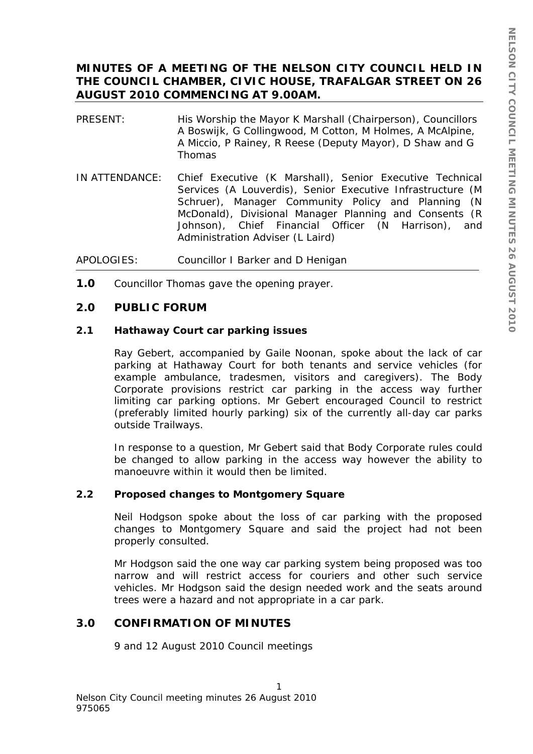# MINUTES OF A MEETING OF THE NELSON CITY COUNCIL HELD IN THE COUNCIL CHAMBER, CIVIC HOUSE, TRAFALGAR STREET ON 26 AUGUST 2010 COMMENCING AT 9.00AM.

PRESENT: His Worship the Mayor K Marshall (Chairperson), Councillors A Boswijk, G Collingwood, M Cotton, M Holmes, A McAlpine, A Miccio, P Rainey, R Reese (Deputy Mayor), D Shaw and G Thomas

IN ATTENDANCE: Chief Executive (K Marshall), Senior Executive Technical Services (A Louverdis), Senior Executive Infrastructure (M Schruer), Manager Community Policy and Planning (N McDonald), Divisional Manager Planning and Consents (R Johnson), Chief Financial Officer (N Harrison), and Administration Adviser (L Laird)

APOLOGIES: Councillor I Barker and D Henigan

**1.0** Councillor Thomas gave the opening prayer.

## 2.0 PUBLIC FORUM

### 2.1 Hathaway Court car parking issues

Ray Gebert, accompanied by Gaile Noonan, spoke about the lack of car parking at Hathaway Court for both tenants and service vehicles (for example ambulance, tradesmen, visitors and caregivers). The Body Corporate provisions restrict car parking in the access way further limiting car parking options. Mr Gebert encouraged Council to restrict (preferably limited hourly parking) six of the currently all-day car parks outside Trailways.

In response to a question, Mr Gebert said that Body Corporate rules could be changed to allow parking in the access way however the ability to manoeuvre within it would then be limited.

### 2.2 Proposed changes to Montgomery Square

Neil Hodgson spoke about the loss of car parking with the proposed changes to Montgomery Square and said the project had not been properly consulted.

Mr Hodgson said the one way car parking system being proposed was too narrow and will restrict access for couriers and other such service vehicles. Mr Hodgson said the design needed work and the seats around trees were a hazard and not appropriate in a car park.

## 3.0 CONFIRMATION OF MINUTES

9 and 12 August 2010 Council meetings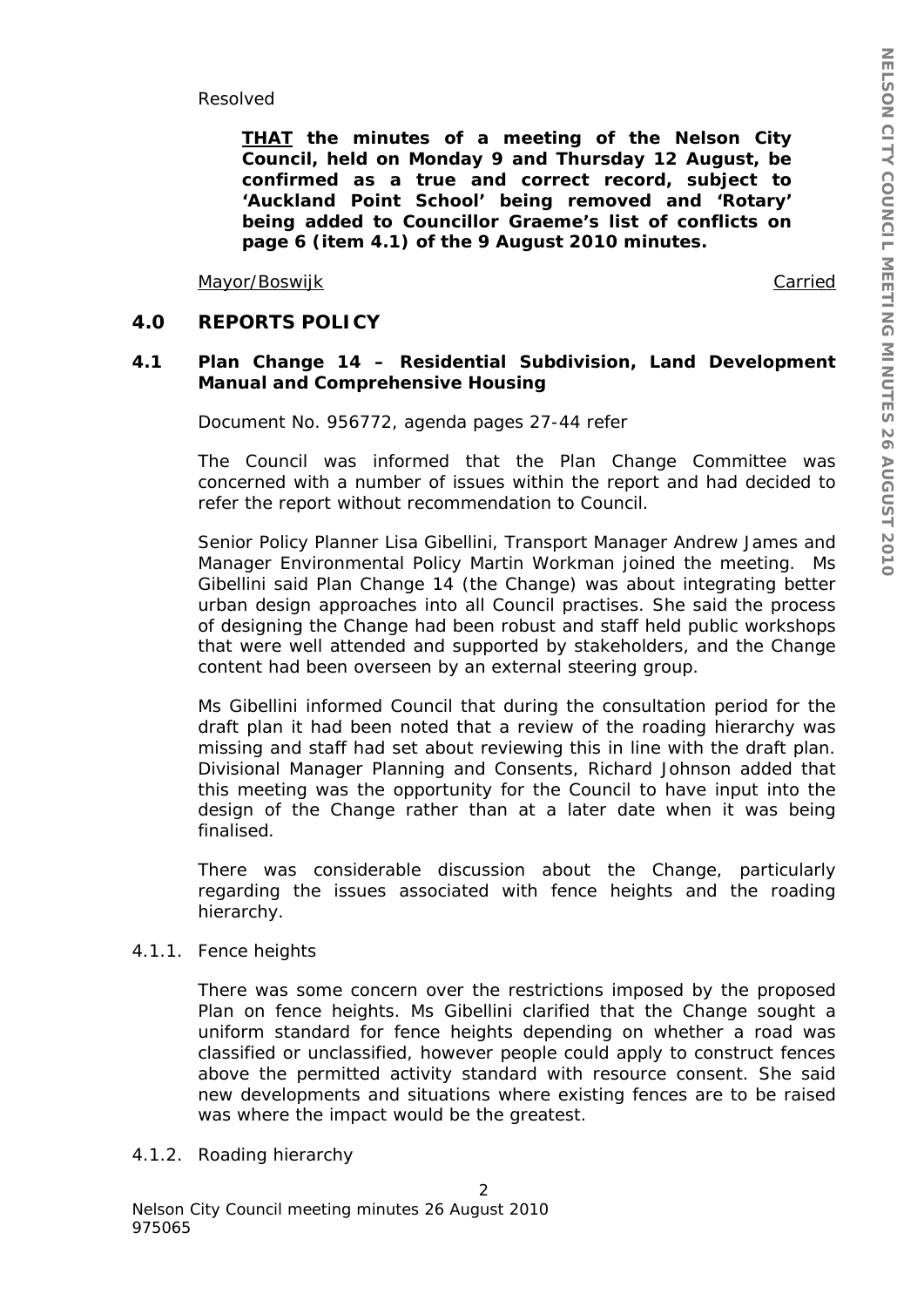Resolved

> **<u>THAT</u> the minutes of a meeting of the Nelson City Council, held on Monday 9 and Thursday 12 August, be confirmed as a true and correct record, subject to 'Auckland Point School' being removed and 'Rotary' being added to Councillor Graeme's list of conflicts on page 6 (item 4.1) of the 9 August 2010 minutes.**

<u>Mayor/Boswijk</u> <u>Carried</u>

## 4.0 REPORTS POLICY

### 4.1 Plan Change 14 – Residential Subdivision, Land Development Manual and Comprehensive Housing

Document No. 956772, agenda pages 27-44 refer

The Council was informed that the Plan Change Committee was concerned with a number of issues within the report and had decided to refer the report without recommendation to Council.

Senior Policy Planner Lisa Gibellini, Transport Manager Andrew James and Manager Environmental Policy Martin Workman joined the meeting. Ms Gibellini said Plan Change 14 (the Change) was about integrating better urban design approaches into all Council practises. She said the process of designing the Change had been robust and staff held public workshops that were well attended and supported by stakeholders, and the Change content had been overseen by an external steering group.

Ms Gibellini informed Council that during the consultation period for the draft plan it had been noted that a review of the roading hierarchy was missing and staff had set about reviewing this in line with the draft plan. Divisional Manager Planning and Consents, Richard Johnson added that this meeting was the opportunity for the Council to have input into the design of the Change rather than at a later date when it was being finalised.

There was considerable discussion about the Change, particularly regarding the issues associated with fence heights and the roading hierarchy.

4.1.1. Fence heights

There was some concern over the restrictions imposed by the proposed Plan on fence heights. Ms Gibellini clarified that the Change sought a uniform standard for fence heights depending on whether a road was classified or unclassified, however people could apply to construct fences above the permitted activity standard with resource consent. She said new developments and situations where existing fences are to be raised was where the impact would be the greatest.

4.1.2. Roading hierarchy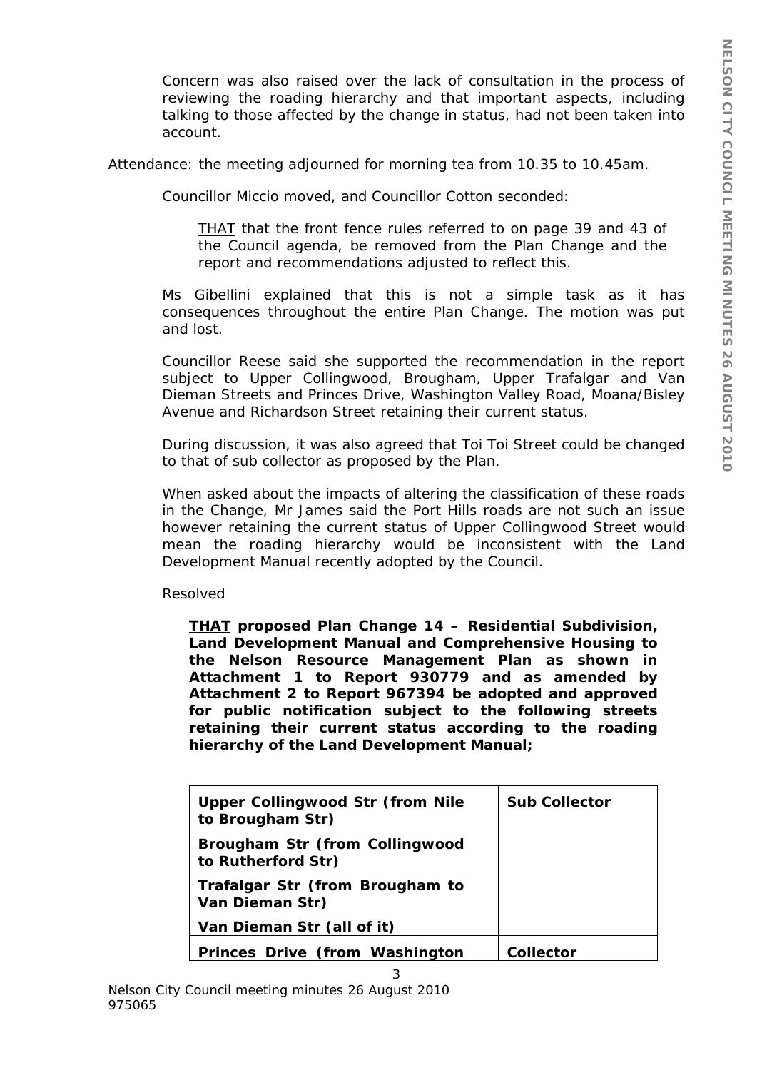Concern was also raised over the lack of consultation in the process of reviewing the roading hierarchy and that important aspects, including talking to those affected by the change in status, had not been taken into account.

Attendance: the meeting adjourned for morning tea from 10.35 to 10.45am.

Councillor Miccio moved, and Councillor Cotton seconded:

> THAT that the front fence rules referred to on page 39 and 43 of the Council agenda, be removed from the Plan Change and the report and recommendations adjusted to reflect this.

Ms Gibellini explained that this is not a simple task as it has consequences throughout the entire Plan Change. The motion was put and lost.

Councillor Reese said she supported the recommendation in the report subject to Upper Collingwood, Brougham, Upper Trafalgar and Van Dieman Streets and Princes Drive, Washington Valley Road, Moana/Bisley Avenue and Richardson Street retaining their current status.

During discussion, it was also agreed that Toi Toi Street could be changed to that of sub collector as proposed by the Plan.

When asked about the impacts of altering the classification of these roads in the Change, Mr James said the Port Hills roads are not such an issue however retaining the current status of Upper Collingwood Street would mean the roading hierarchy would be inconsistent with the Land Development Manual recently adopted by the Council.

Resolved

> **THAT proposed Plan Change 14 – Residential Subdivision, Land Development Manual and Comprehensive Housing to the Nelson Resource Management Plan as shown in Attachment 1 to Report 930779 and as amended by Attachment 2 to Report 967394 be adopted and approved for public notification subject to the following streets retaining their current status according to the roading hierarchy of the Land Development Manual;**

| | |
|---|---|
| **Upper Collingwood Str (from Nile to Brougham Str)** | **Sub Collector** |
| **Brougham Str (from Collingwood to Rutherford Str)** | |
| **Trafalgar Str (from Brougham to Van Dieman Str)** | |
| **Van Dieman Str (all of it)** | |
| **Princes Drive (from Washington** | **Collector** |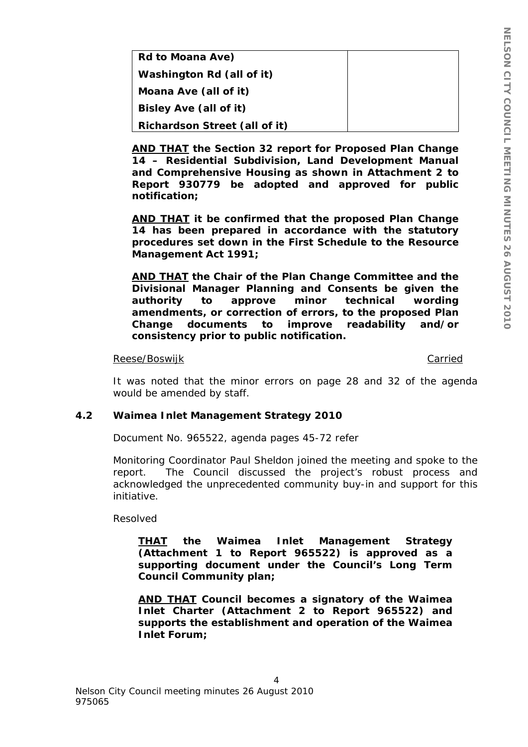| **Rd to Moana Ave)** | |
|---|---|
| **Washington Rd (all of it)** | |
| **Moana Ave (all of it)** | |
| **Bisley Ave (all of it)** | |
| **Richardson Street (all of it)** | |

**<u>AND THAT</u> the Section 32 report for Proposed Plan Change 14 – Residential Subdivision, Land Development Manual and Comprehensive Housing as shown in Attachment 2 to Report 930779 be adopted and approved for public notification;**

**<u>AND THAT</u> it be confirmed that the proposed Plan Change 14 has been prepared in accordance with the statutory procedures set down in the First Schedule to the Resource Management Act 1991;**

**<u>AND THAT</u> the Chair of the Plan Change Committee and the Divisional Manager Planning and Consents be given the authority to approve minor technical wording amendments, or correction of errors, to the proposed Plan Change documents to improve readability and/or consistency prior to public notification.**

<u>Reese/Boswijk</u> <u>Carried</u>

It was noted that the minor errors on page 28 and 32 of the agenda would be amended by staff.

### 4.2 Waimea Inlet Management Strategy 2010

Document No. 965522, agenda pages 45-72 refer

Monitoring Coordinator Paul Sheldon joined the meeting and spoke to the report. The Council discussed the project's robust process and acknowledged the unprecedented community buy-in and support for this initiative.

Resolved

**<u>THAT</u> the Waimea Inlet Management Strategy (Attachment 1 to Report 965522) is approved as a supporting document under the Council's Long Term Council Community plan;**

**<u>AND THAT</u> Council becomes a signatory of the Waimea Inlet Charter (Attachment 2 to Report 965522) and supports the establishment and operation of the Waimea Inlet Forum;**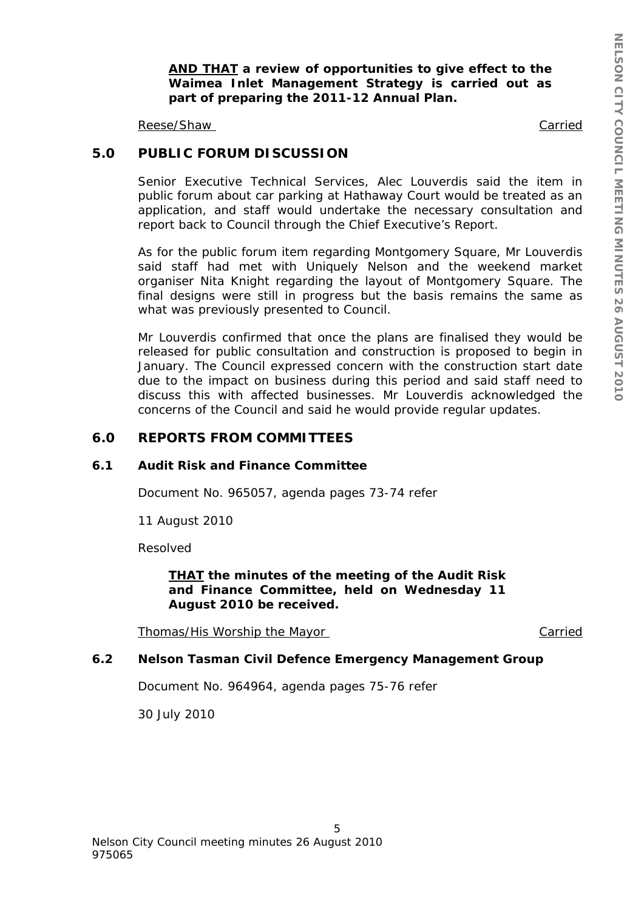**<u>AND THAT</u> a review of opportunities to give effect to the Waimea Inlet Management Strategy is carried out as part of preparing the 2011-12 Annual Plan.**

<u>Reese/Shaw</u> <u>Carried</u>

## 5.0 PUBLIC FORUM DISCUSSION

Senior Executive Technical Services, Alec Louverdis said the item in public forum about car parking at Hathaway Court would be treated as an application, and staff would undertake the necessary consultation and report back to Council through the Chief Executive's Report.

As for the public forum item regarding Montgomery Square, Mr Louverdis said staff had met with Uniquely Nelson and the weekend market organiser Nita Knight regarding the layout of Montgomery Square. The final designs were still in progress but the basis remains the same as what was previously presented to Council.

Mr Louverdis confirmed that once the plans are finalised they would be released for public consultation and construction is proposed to begin in January. The Council expressed concern with the construction start date due to the impact on business during this period and said staff need to discuss this with affected businesses. Mr Louverdis acknowledged the concerns of the Council and said he would provide regular updates.

## 6.0 REPORTS FROM COMMITTEES

### 6.1 Audit Risk and Finance Committee

Document No. 965057, agenda pages 73-74 refer

11 August 2010

Resolved

**<u>THAT</u> the minutes of the meeting of the Audit Risk and Finance Committee, held on Wednesday 11 August 2010 be received.**

<u>Thomas/His Worship the Mayor</u> <u>Carried</u>

### 6.2 Nelson Tasman Civil Defence Emergency Management Group

Document No. 964964, agenda pages 75-76 refer

30 July 2010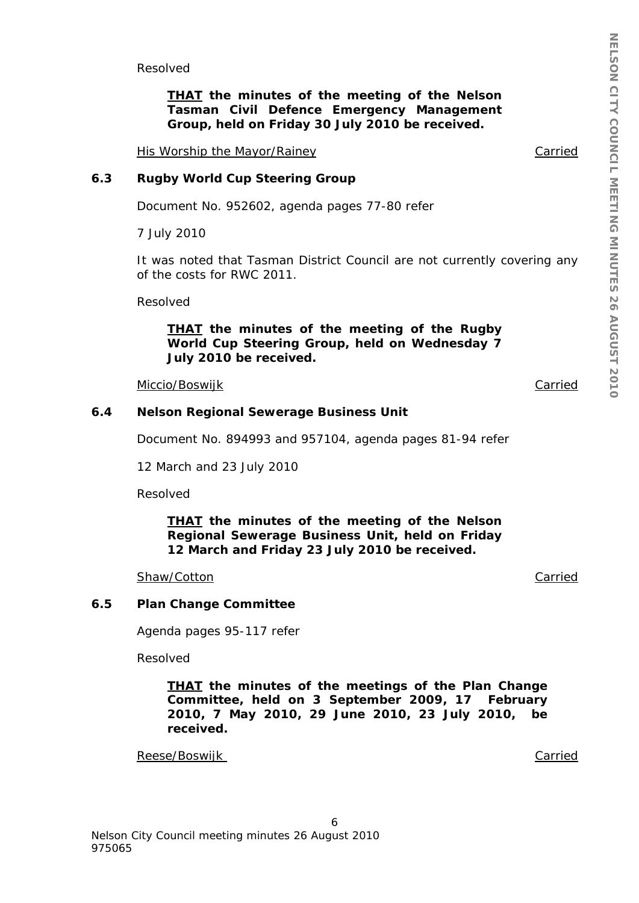Resolved

> **<u>THAT</u> the minutes of the meeting of the Nelson Tasman Civil Defence Emergency Management Group, held on Friday 30 July 2010 be received.**

<u>His Worship the Mayor/Rainey</u> <u>Carried</u>

### 6.3 Rugby World Cup Steering Group

Document No. 952602, agenda pages 77-80 refer

7 July 2010

It was noted that Tasman District Council are not currently covering any of the costs for RWC 2011.

Resolved

> **<u>THAT</u> the minutes of the meeting of the Rugby World Cup Steering Group, held on Wednesday 7 July 2010 be received.**

<u>Miccio/Boswijk</u> <u>Carried</u>

### 6.4 Nelson Regional Sewerage Business Unit

Document No. 894993 and 957104, agenda pages 81-94 refer

12 March and 23 July 2010

Resolved

> **<u>THAT</u> the minutes of the meeting of the Nelson Regional Sewerage Business Unit, held on Friday 12 March and Friday 23 July 2010 be received.**

<u>Shaw/Cotton</u> <u>Carried</u>

### 6.5 Plan Change Committee

Agenda pages 95-117 refer

Resolved

> **<u>THAT</u> the minutes of the meetings of the Plan Change Committee, held on 3 September 2009, 17 February 2010, 7 May 2010, 29 June 2010, 23 July 2010, be received.**

<u>Reese/Boswijk</u> <u>Carried</u>

Nelson City Council meeting minutes 26 August 2010
975065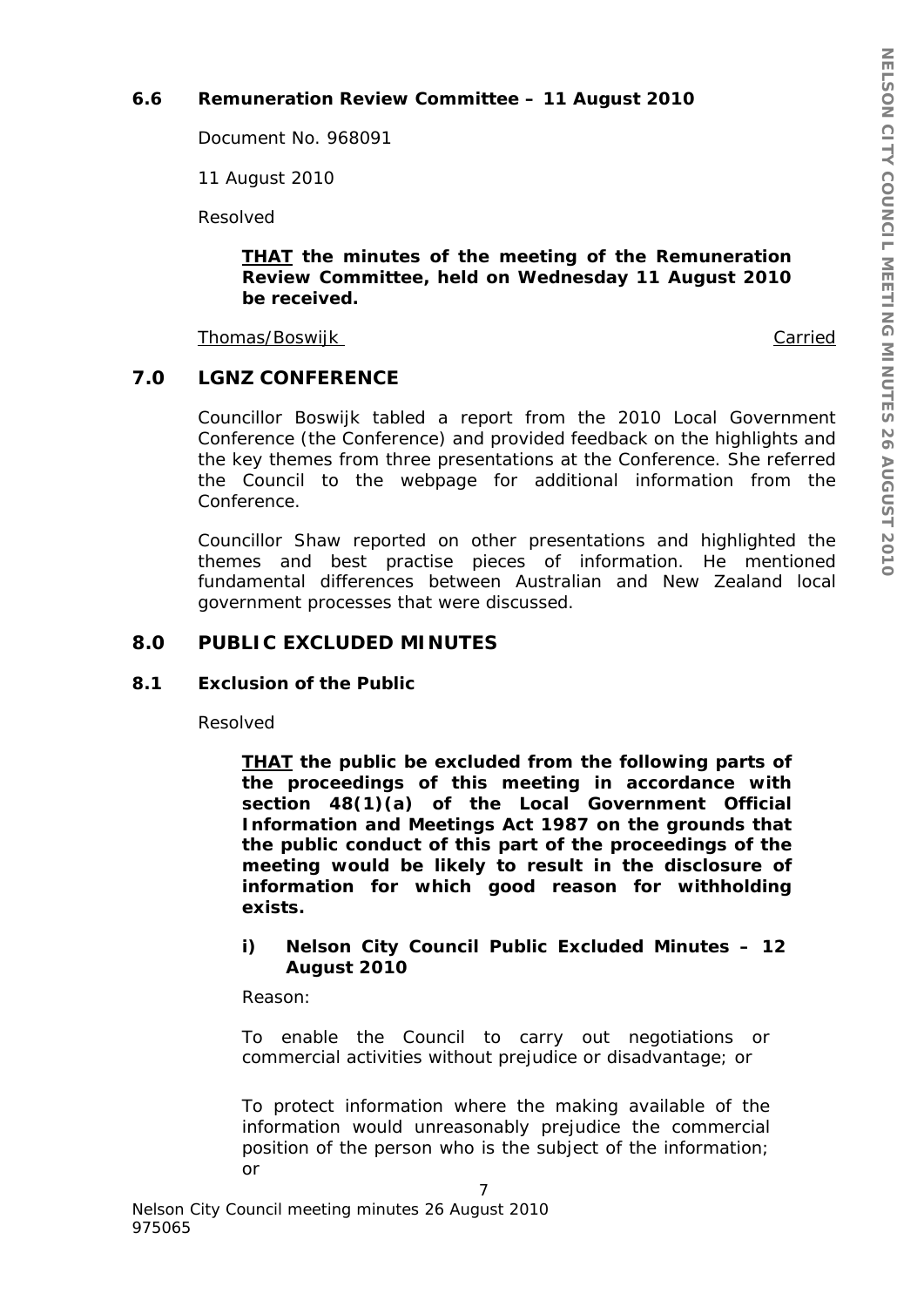### 6.6 Remuneration Review Committee – 11 August 2010

Document No. 968091

11 August 2010

Resolved

> ***THAT*** **the minutes of the meeting of the Remuneration Review Committee, held on Wednesday 11 August 2010 be received.**

Thomas/Boswijk Carried

## 7.0 LGNZ CONFERENCE

Councillor Boswijk tabled a report from the 2010 Local Government Conference (the Conference) and provided feedback on the highlights and the key themes from three presentations at the Conference. She referred the Council to the webpage for additional information from the Conference.

Councillor Shaw reported on other presentations and highlighted the themes and best practise pieces of information. He mentioned fundamental differences between Australian and New Zealand local government processes that were discussed.

## 8.0 PUBLIC EXCLUDED MINUTES

### 8.1 Exclusion of the Public

Resolved

> ***THAT*** **the public be excluded from the following parts of the proceedings of this meeting in accordance with section 48(1)(a) of the Local Government Official Information and Meetings Act 1987 on the grounds that the public conduct of this part of the proceedings of the meeting would be likely to result in the disclosure of information for which good reason for withholding exists.**
>
> **i) Nelson City Council Public Excluded Minutes – 12 August 2010**
>
> Reason:
>
> To enable the Council to carry out negotiations or commercial activities without prejudice or disadvantage; or
>
> To protect information where the making available of the information would unreasonably prejudice the commercial position of the person who is the subject of the information; or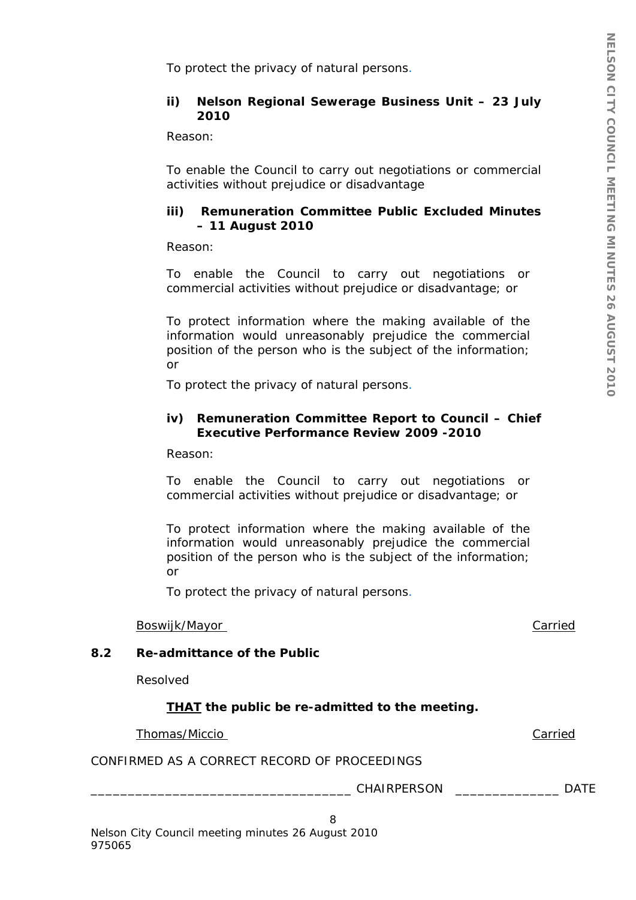To protect the privacy of natural persons.

**ii) Nelson Regional Sewerage Business Unit – 23 July 2010**

Reason:

To enable the Council to carry out negotiations or commercial activities without prejudice or disadvantage

**iii) Remuneration Committee Public Excluded Minutes – 11 August 2010**

Reason:

To enable the Council to carry out negotiations or commercial activities without prejudice or disadvantage; or

To protect information where the making available of the information would unreasonably prejudice the commercial position of the person who is the subject of the information; or

To protect the privacy of natural persons.

**iv) Remuneration Committee Report to Council – Chief Executive Performance Review 2009 -2010**

Reason:

To enable the Council to carry out negotiations or commercial activities without prejudice or disadvantage; or

To protect information where the making available of the information would unreasonably prejudice the commercial position of the person who is the subject of the information; or

To protect the privacy of natural persons.

Boswijk/Mayor — Carried

### 8.2 Re-admittance of the Public

Resolved

**THAT the public be re-admitted to the meeting.**

Thomas/Miccio — Carried

CONFIRMED AS A CORRECT RECORD OF PROCEEDINGS

___________________________________ CHAIRPERSON ______________ DATE